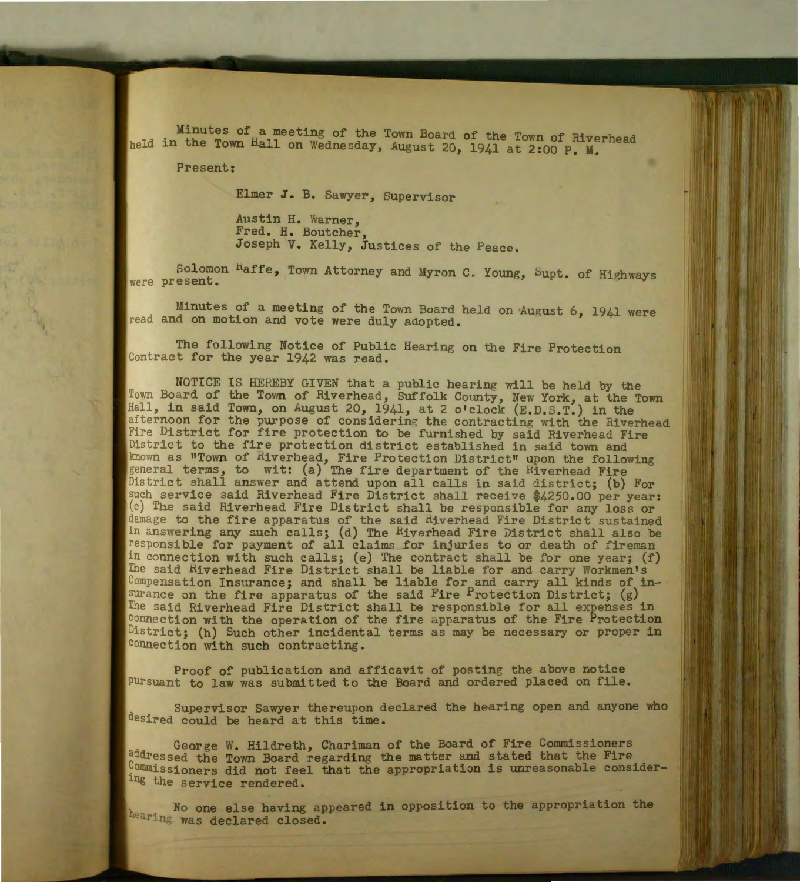Minutes of a meeting of the Town Board of the Town of Riverhead held in the Town Hall on Wednesday, August 20, 1941 at 2:00 P. M.

Present:

Elmer J. B. Sawyer, Supervisor

Austin H. Warner,
Fred. H. Boutcher,
Joseph V. Kelly, Justices of the Peace.

Solomon Haffe, Town Attorney and Myron C. Young, Supt. of Highways were present.

Minutes of a meeting of the Town Board held on August 6, 1941 were read and on motion and vote were duly adopted.

The following Notice of Public Hearing on the Fire Protection Contract for the year 1942 was read.

NOTICE IS HEREBY GIVEN that a public hearing will be held by the Town Board of the Town of Riverhead, Suffolk County, New York, at the Town Hall, in said Town, on August 20, 1941, at 2 o'clock (E.D.S.T.) in the afternoon for the purpose of considering the contracting with the Riverhead Fire District for fire protection to be furnished by said Riverhead Fire District to the fire protection district established in said town and known as "Town of Riverhead, Fire Protection District" upon the following general terms, to wit: (a) The fire department of the Riverhead Fire District shall answer and attend upon all calls in said district; (b) For such service said Riverhead Fire District shall receive $4250.00 per year: (c) The said Riverhead Fire District shall be responsible for any loss or damage to the fire apparatus of the said Riverhead Fire District sustained in answering any such calls; (d) The Riverhead Fire District shall also be responsible for payment of all claims for injuries to or death of fireman in connection with such calls; (e) The contract shall be for one year; (f) The said Riverhead Fire District shall be liable for and carry Workmen's Compensation Insurance; and shall be liable for and carry all kinds of insurance on the fire apparatus of the said Fire Protection District; (g) The said Riverhead Fire District shall be responsible for all expenses in connection with the operation of the fire apparatus of the Fire Protection District; (h) Such other incidental terms as may be necessary or proper in connection with such contracting.

Proof of publication and afficavit of posting the above notice pursuant to law was submitted to the Board and ordered placed on file.

Supervisor Sawyer thereupon declared the hearing open and anyone who desired could be heard at this time.

George W. Hildreth, Chariman of the Board of Fire Commissioners addressed the Town Board regarding the matter and stated that the Fire Commissioners did not feel that the appropriation is unreasonable considering the service rendered.

No one else having appeared in opposition to the appropriation the hearing was declared closed.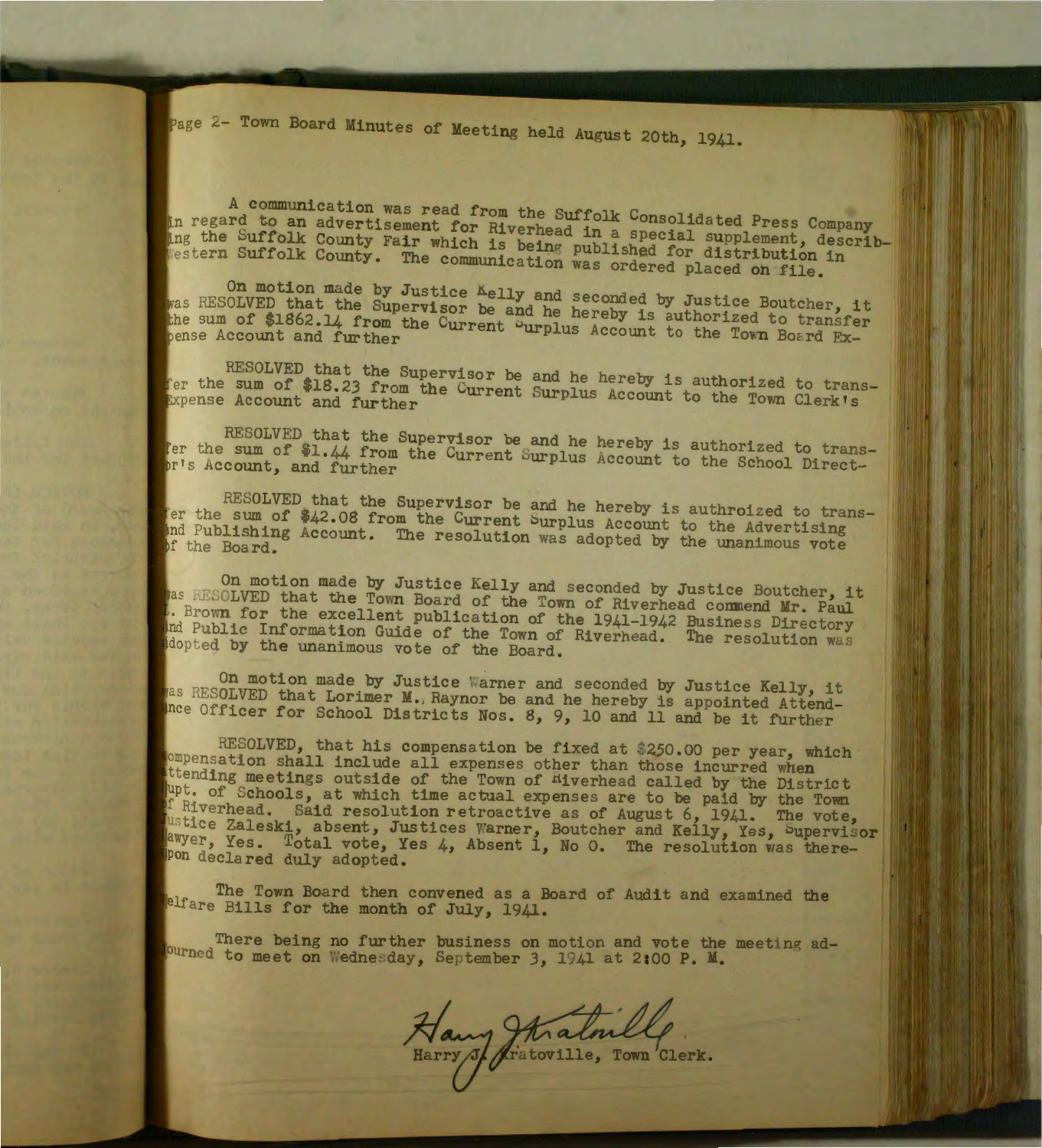Page 2- Town Board Minutes of Meeting held August 20th, 1941.

A communication was read from the Suffolk Consolidated Press Company in regard to an advertisement for Riverhead in a special supplement, describing the Suffolk County Fair which is being published for distribution in Western Suffolk County. The communication was ordered placed on file.

On motion made by Justice Kelly and seconded by Justice Boutcher, it was RESOLVED that the Supervisor be and he hereby is authorized to transfer the sum of $1862.14 from the Current Surplus Account to the Town Board Expense Account and further

RESOLVED that the Supervisor be and he hereby is authorized to transfer the sum of $18.23 from the Current Surplus Account to the Town Clerk's Expense Account and further

RESOLVED that the Supervisor be and he hereby is authorized to transfer the sum of $1.44 from the Current Surplus Account to the School Director's Account, and further

RESOLVED that the Supervisor be and he hereby is authroized to transfer the sum of $42.08 from the Current Surplus Account to the Advertising and Publishing Account. The resolution was adopted by the unanimous vote of the Board.

On motion made by Justice Kelly and seconded by Justice Boutcher, it was RESOLVED that the Town Board of the Town of Riverhead commend Mr. Paul L. Brown for the excellent publication of the 1941-1942 Business Directory and Public Information Guide of the Town of Riverhead. The resolution was adopted by the unanimous vote of the Board.

On motion made by Justice Warner and seconded by Justice Kelly, it was RESOLVED that Lorimer M. Raynor be and he hereby is appointed Attendance Officer for School Districts Nos. 8, 9, 10 and 11 and be it further

RESOLVED, that his compensation be fixed at $250.00 per year, which compensation shall include all expenses other than those incurred when attending meetings outside of the Town of Riverhead called by the District Supt. of Schools, at which time actual expenses are to be paid by the Town of Riverhead. Said resolution retroactive as of August 6, 1941. The vote, Justice Zaleski, absent, Justices Warner, Boutcher and Kelly, Yes, Supervisor Sawyer, Yes. Total vote, Yes 4, Absent 1, No 0. The resolution was thereupon declared duly adopted.

The Town Board then convened as a Board of Audit and examined the Welfare Bills for the month of July, 1941.

There being no further business on motion and vote the meeting adjourned to meet on Wednesday, September 3, 1941 at 2:00 P. M.

Harry J. Kratoville, Town Clerk.